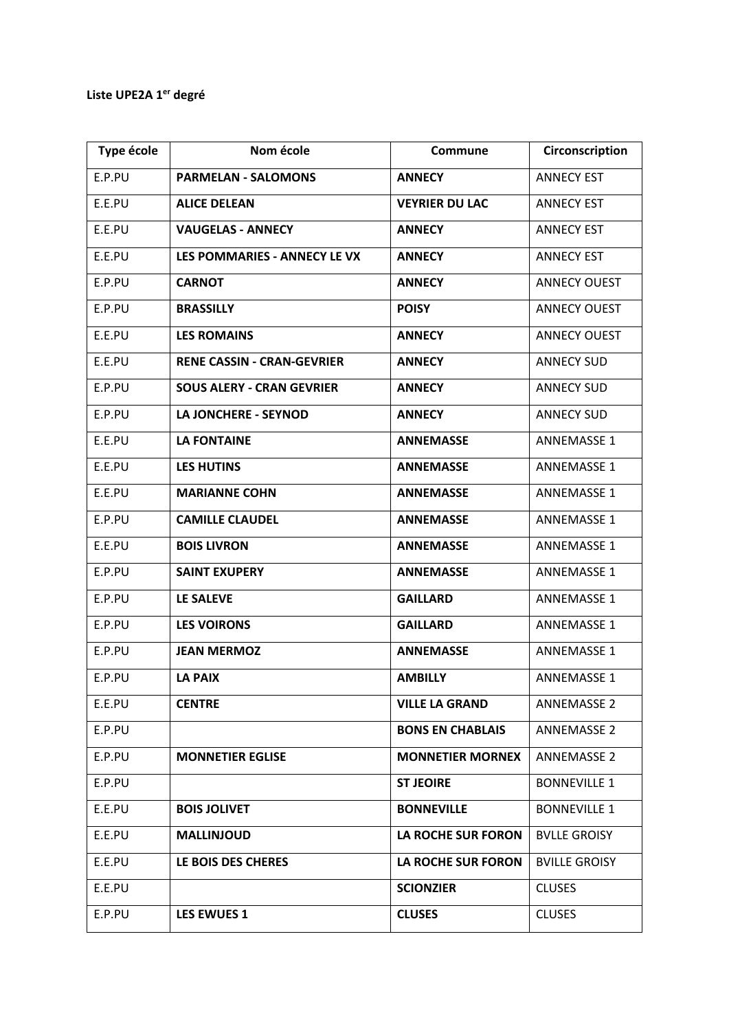**Liste UPE2A 1er degré**

| Type école | Nom école | Commune | Circonscription |
|---|---|---|---|
| E.P.PU | **PARMELAN - SALOMONS** | **ANNECY** | ANNECY EST |
| E.E.PU | **ALICE DELEAN** | **VEYRIER DU LAC** | ANNECY EST |
| E.E.PU | **VAUGELAS - ANNECY** | **ANNECY** | ANNECY EST |
| E.E.PU | **LES POMMARIES - ANNECY LE VX** | **ANNECY** | ANNECY EST |
| E.P.PU | **CARNOT** | **ANNECY** | ANNECY OUEST |
| E.P.PU | **BRASSILLY** | **POISY** | ANNECY OUEST |
| E.E.PU | **LES ROMAINS** | **ANNECY** | ANNECY OUEST |
| E.E.PU | **RENE CASSIN - CRAN-GEVRIER** | **ANNECY** | ANNECY SUD |
| E.P.PU | **SOUS ALERY - CRAN GEVRIER** | **ANNECY** | ANNECY SUD |
| E.P.PU | **LA JONCHERE - SEYNOD** | **ANNECY** | ANNECY SUD |
| E.E.PU | **LA FONTAINE** | **ANNEMASSE** | ANNEMASSE 1 |
| E.E.PU | **LES HUTINS** | **ANNEMASSE** | ANNEMASSE 1 |
| E.E.PU | **MARIANNE COHN** | **ANNEMASSE** | ANNEMASSE 1 |
| E.P.PU | **CAMILLE CLAUDEL** | **ANNEMASSE** | ANNEMASSE 1 |
| E.E.PU | **BOIS LIVRON** | **ANNEMASSE** | ANNEMASSE 1 |
| E.P.PU | **SAINT EXUPERY** | **ANNEMASSE** | ANNEMASSE 1 |
| E.P.PU | **LE SALEVE** | **GAILLARD** | ANNEMASSE 1 |
| E.P.PU | **LES VOIRONS** | **GAILLARD** | ANNEMASSE 1 |
| E.P.PU | **JEAN MERMOZ** | **ANNEMASSE** | ANNEMASSE 1 |
| E.P.PU | **LA PAIX** | **AMBILLY** | ANNEMASSE 1 |
| E.E.PU | **CENTRE** | **VILLE LA GRAND** | ANNEMASSE 2 |
| E.P.PU | | **BONS EN CHABLAIS** | ANNEMASSE 2 |
| E.P.PU | **MONNETIER EGLISE** | **MONNETIER MORNEX** | ANNEMASSE 2 |
| E.P.PU | | **ST JEOIRE** | BONNEVILLE 1 |
| E.E.PU | **BOIS JOLIVET** | **BONNEVILLE** | BONNEVILLE 1 |
| E.E.PU | **MALLINJOUD** | **LA ROCHE SUR FORON** | BVLLE GROISY |
| E.E.PU | **LE BOIS DES CHERES** | **LA ROCHE SUR FORON** | BVILLE GROISY |
| E.E.PU | | **SCIONZIER** | CLUSES |
| E.P.PU | **LES EWUES 1** | **CLUSES** | CLUSES |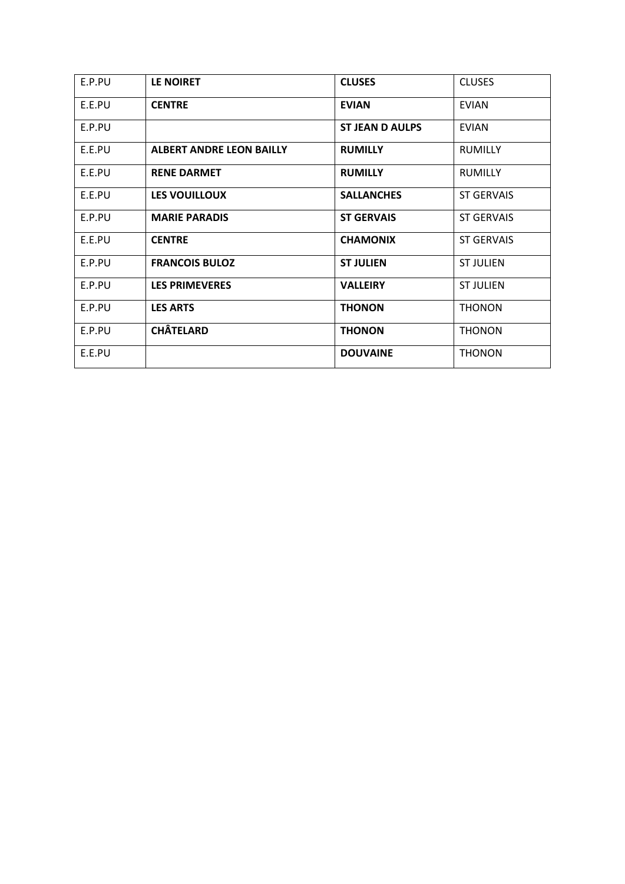| | | | |
|---|---|---|---|
| E.P.PU | **LE NOIRET** | **CLUSES** | CLUSES |
| E.E.PU | **CENTRE** | **EVIAN** | EVIAN |
| E.P.PU | | **ST JEAN D AULPS** | EVIAN |
| E.E.PU | **ALBERT ANDRE LEON BAILLY** | **RUMILLY** | RUMILLY |
| E.E.PU | **RENE DARMET** | **RUMILLY** | RUMILLY |
| E.E.PU | **LES VOUILLOUX** | **SALLANCHES** | ST GERVAIS |
| E.P.PU | **MARIE PARADIS** | **ST GERVAIS** | ST GERVAIS |
| E.E.PU | **CENTRE** | **CHAMONIX** | ST GERVAIS |
| E.P.PU | **FRANCOIS BULOZ** | **ST JULIEN** | ST JULIEN |
| E.P.PU | **LES PRIMEVERES** | **VALLEIRY** | ST JULIEN |
| E.P.PU | **LES ARTS** | **THONON** | THONON |
| E.P.PU | **CHÂTELARD** | **THONON** | THONON |
| E.E.PU | | **DOUVAINE** | THONON |